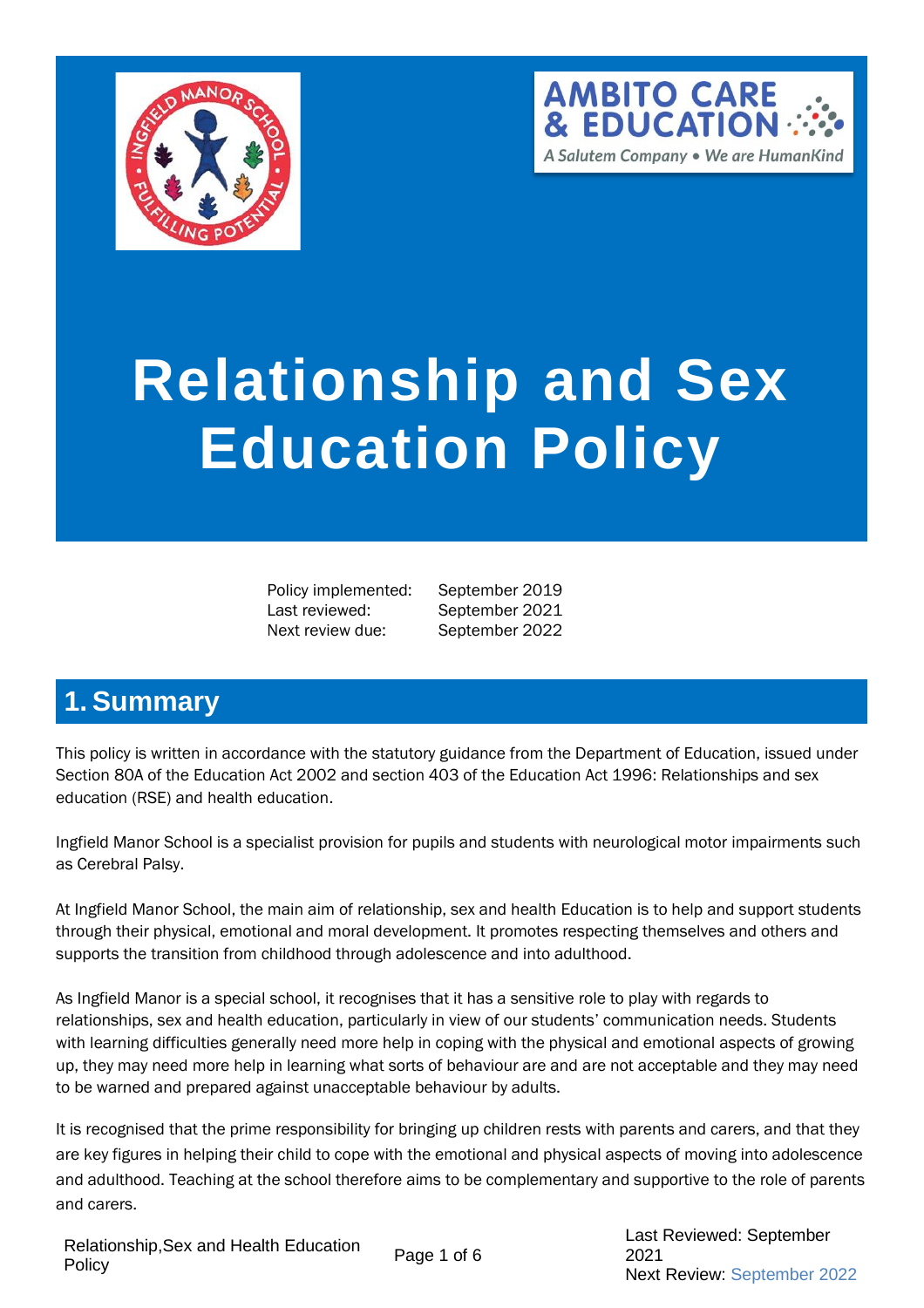# Relationship and Sex Education Policy

| | |
|---|---|
| Policy implemented: | September 2019 |
| Last reviewed: | September 2021 |
| Next review due: | September 2022 |

## 1. Summary

This policy is written in accordance with the statutory guidance from the Department of Education, issued under Section 80A of the Education Act 2002 and section 403 of the Education Act 1996: Relationships and sex education (RSE) and health education.

Ingfield Manor School is a specialist provision for pupils and students with neurological motor impairments such as Cerebral Palsy.

At Ingfield Manor School, the main aim of relationship, sex and health Education is to help and support students through their physical, emotional and moral development. It promotes respecting themselves and others and supports the transition from childhood through adolescence and into adulthood.

As Ingfield Manor is a special school, it recognises that it has a sensitive role to play with regards to relationships, sex and health education, particularly in view of our students' communication needs. Students with learning difficulties generally need more help in coping with the physical and emotional aspects of growing up, they may need more help in learning what sorts of behaviour are and are not acceptable and they may need to be warned and prepared against unacceptable behaviour by adults.

It is recognised that the prime responsibility for bringing up children rests with parents and carers, and that they are key figures in helping their child to cope with the emotional and physical aspects of moving into adolescence and adulthood. Teaching at the school therefore aims to be complementary and supportive to the role of parents and carers.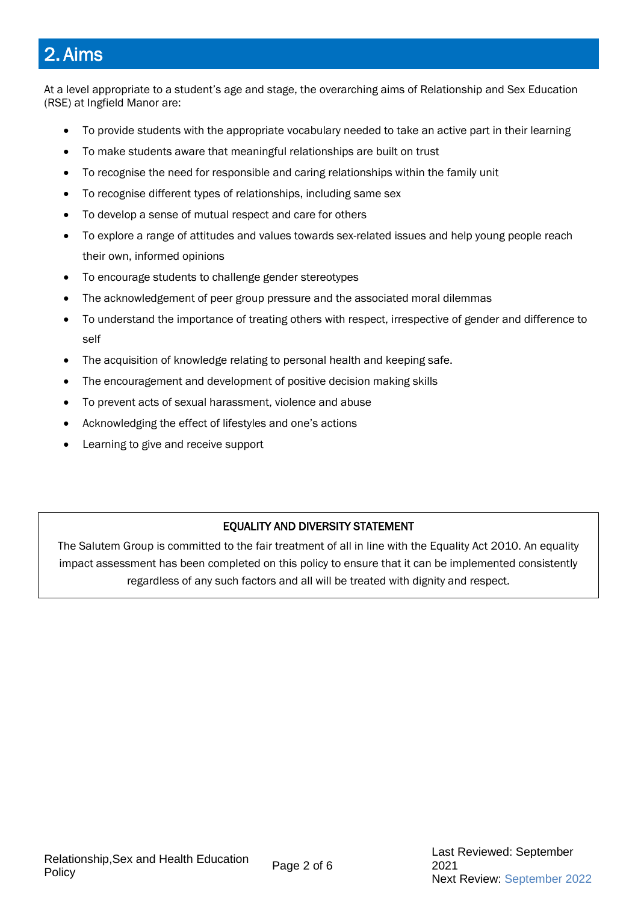## 2. Aims

At a level appropriate to a student's age and stage, the overarching aims of Relationship and Sex Education (RSE) at Ingfield Manor are:

- To provide students with the appropriate vocabulary needed to take an active part in their learning
- To make students aware that meaningful relationships are built on trust
- To recognise the need for responsible and caring relationships within the family unit
- To recognise different types of relationships, including same sex
- To develop a sense of mutual respect and care for others
- To explore a range of attitudes and values towards sex-related issues and help young people reach their own, informed opinions
- To encourage students to challenge gender stereotypes
- The acknowledgement of peer group pressure and the associated moral dilemmas
- To understand the importance of treating others with respect, irrespective of gender and difference to self
- The acquisition of knowledge relating to personal health and keeping safe.
- The encouragement and development of positive decision making skills
- To prevent acts of sexual harassment, violence and abuse
- Acknowledging the effect of lifestyles and one's actions
- Learning to give and receive support

**EQUALITY AND DIVERSITY STATEMENT**

The Salutem Group is committed to the fair treatment of all in line with the Equality Act 2010. An equality impact assessment has been completed on this policy to ensure that it can be implemented consistently regardless of any such factors and all will be treated with dignity and respect.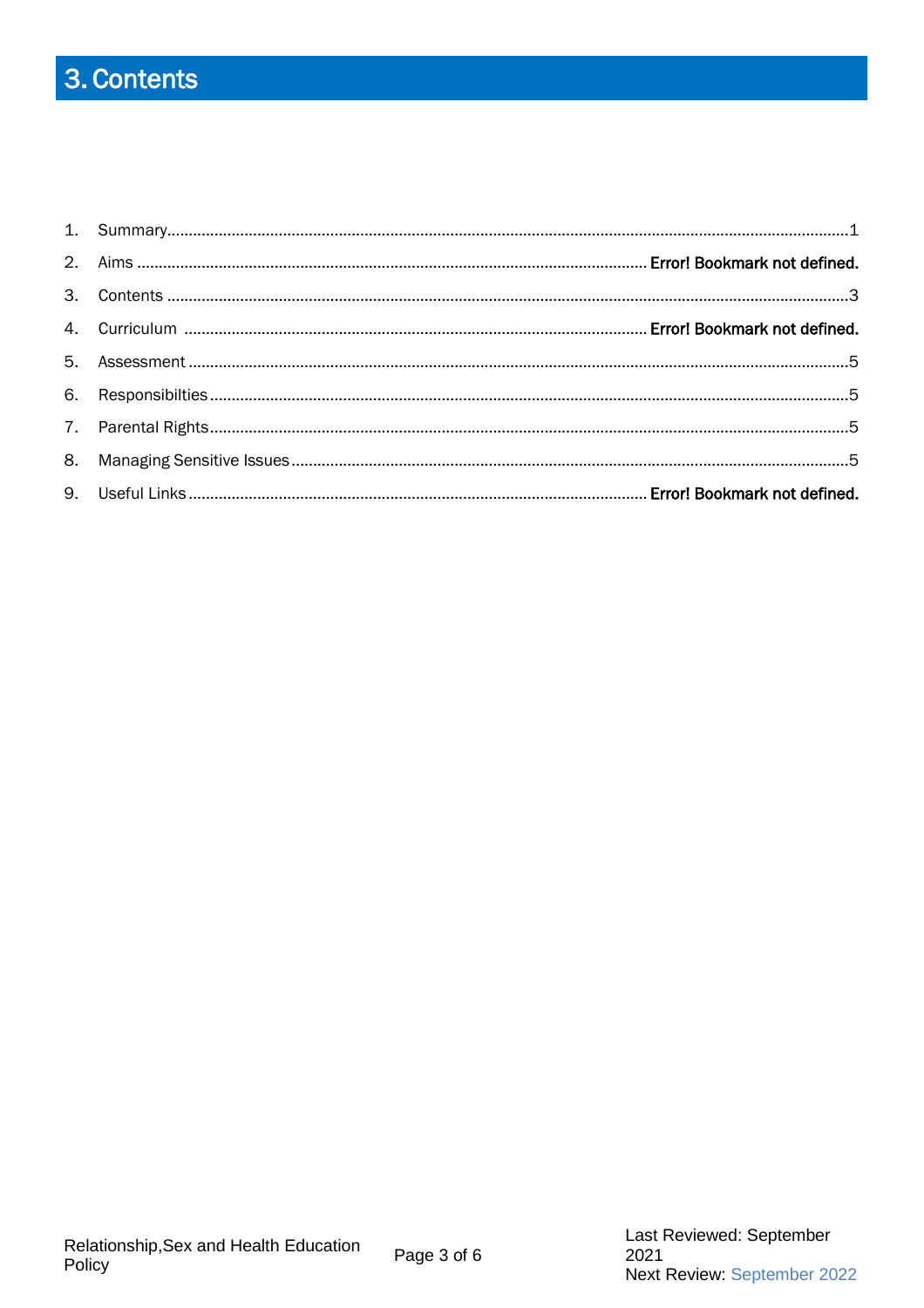# 3. Contents

1. Summary........................................................................................................................1
2. Aims ........................................................................................... Error! Bookmark not defined.
3. Contents ........................................................................................................................3
4. Curriculum ................................................................................ Error! Bookmark not defined.
5. Assessment ....................................................................................................................5
6. Responsibilties ................................................................................................................5
7. Parental Rights................................................................................................................5
8. Managing Sensitive Issues ..............................................................................................5
9. Useful Links .................................................................................. Error! Bookmark not defined.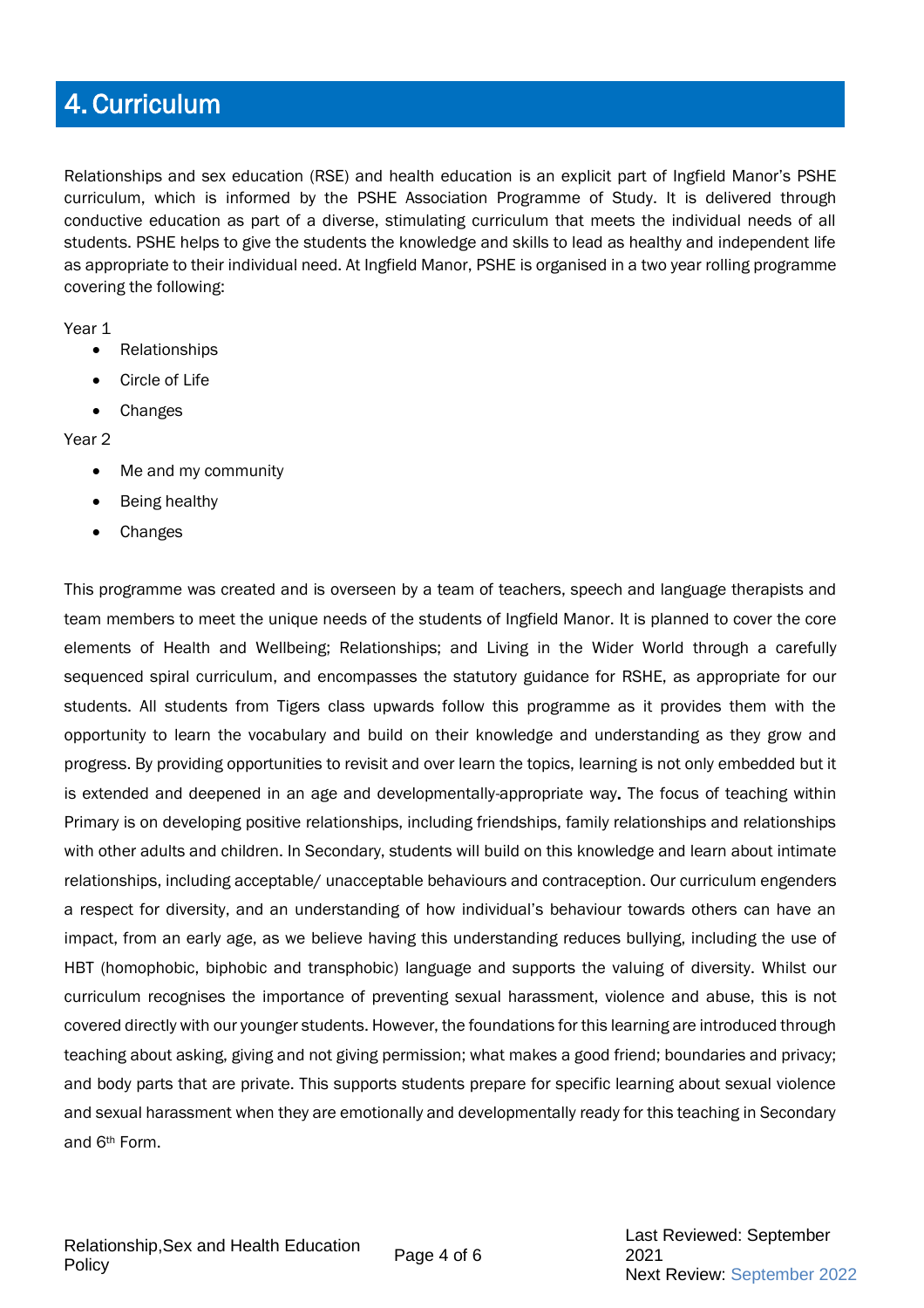# 4. Curriculum

Relationships and sex education (RSE) and health education is an explicit part of Ingfield Manor's PSHE curriculum, which is informed by the PSHE Association Programme of Study. It is delivered through conductive education as part of a diverse, stimulating curriculum that meets the individual needs of all students. PSHE helps to give the students the knowledge and skills to lead as healthy and independent life as appropriate to their individual need. At Ingfield Manor, PSHE is organised in a two year rolling programme covering the following:

Year 1

- Relationships
- Circle of Life
- Changes

Year 2

- Me and my community
- Being healthy
- Changes

This programme was created and is overseen by a team of teachers, speech and language therapists and team members to meet the unique needs of the students of Ingfield Manor. It is planned to cover the core elements of Health and Wellbeing; Relationships; and Living in the Wider World through a carefully sequenced spiral curriculum, and encompasses the statutory guidance for RSHE, as appropriate for our students. All students from Tigers class upwards follow this programme as it provides them with the opportunity to learn the vocabulary and build on their knowledge and understanding as they grow and progress. By providing opportunities to revisit and over learn the topics, learning is not only embedded but it is extended and deepened in an age and developmentally-appropriate way**.** The focus of teaching within Primary is on developing positive relationships, including friendships, family relationships and relationships with other adults and children. In Secondary, students will build on this knowledge and learn about intimate relationships, including acceptable/ unacceptable behaviours and contraception. Our curriculum engenders a respect for diversity, and an understanding of how individual's behaviour towards others can have an impact, from an early age, as we believe having this understanding reduces bullying, including the use of HBT (homophobic, biphobic and transphobic) language and supports the valuing of diversity. Whilst our curriculum recognises the importance of preventing sexual harassment, violence and abuse, this is not covered directly with our younger students. However, the foundations for this learning are introduced through teaching about asking, giving and not giving permission; what makes a good friend; boundaries and privacy; and body parts that are private. This supports students prepare for specific learning about sexual violence and sexual harassment when they are emotionally and developmentally ready for this teaching in Secondary and 6th Form.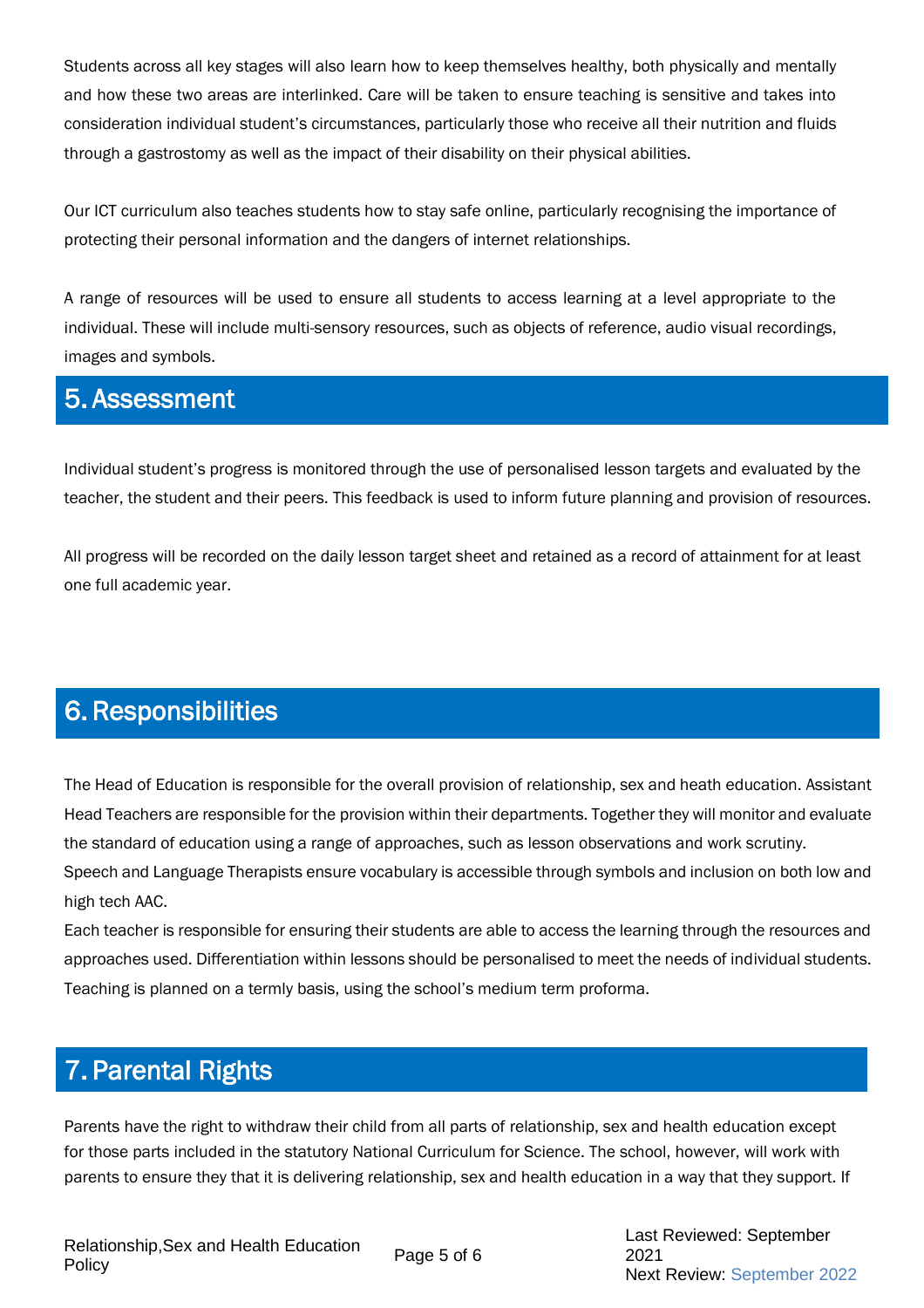Students across all key stages will also learn how to keep themselves healthy, both physically and mentally and how these two areas are interlinked. Care will be taken to ensure teaching is sensitive and takes into consideration individual student's circumstances, particularly those who receive all their nutrition and fluids through a gastrostomy as well as the impact of their disability on their physical abilities.

Our ICT curriculum also teaches students how to stay safe online, particularly recognising the importance of protecting their personal information and the dangers of internet relationships.

A range of resources will be used to ensure all students to access learning at a level appropriate to the individual. These will include multi-sensory resources, such as objects of reference, audio visual recordings, images and symbols.

## 5. Assessment

Individual student's progress is monitored through the use of personalised lesson targets and evaluated by the teacher, the student and their peers. This feedback is used to inform future planning and provision of resources.

All progress will be recorded on the daily lesson target sheet and retained as a record of attainment for at least one full academic year.

## 6. Responsibilities

The Head of Education is responsible for the overall provision of relationship, sex and heath education. Assistant Head Teachers are responsible for the provision within their departments. Together they will monitor and evaluate the standard of education using a range of approaches, such as lesson observations and work scrutiny.
Speech and Language Therapists ensure vocabulary is accessible through symbols and inclusion on both low and high tech AAC.
Each teacher is responsible for ensuring their students are able to access the learning through the resources and approaches used. Differentiation within lessons should be personalised to meet the needs of individual students. Teaching is planned on a termly basis, using the school's medium term proforma.

## 7. Parental Rights

Parents have the right to withdraw their child from all parts of relationship, sex and health education except for those parts included in the statutory National Curriculum for Science. The school, however, will work with parents to ensure they that it is delivering relationship, sex and health education in a way that they support. If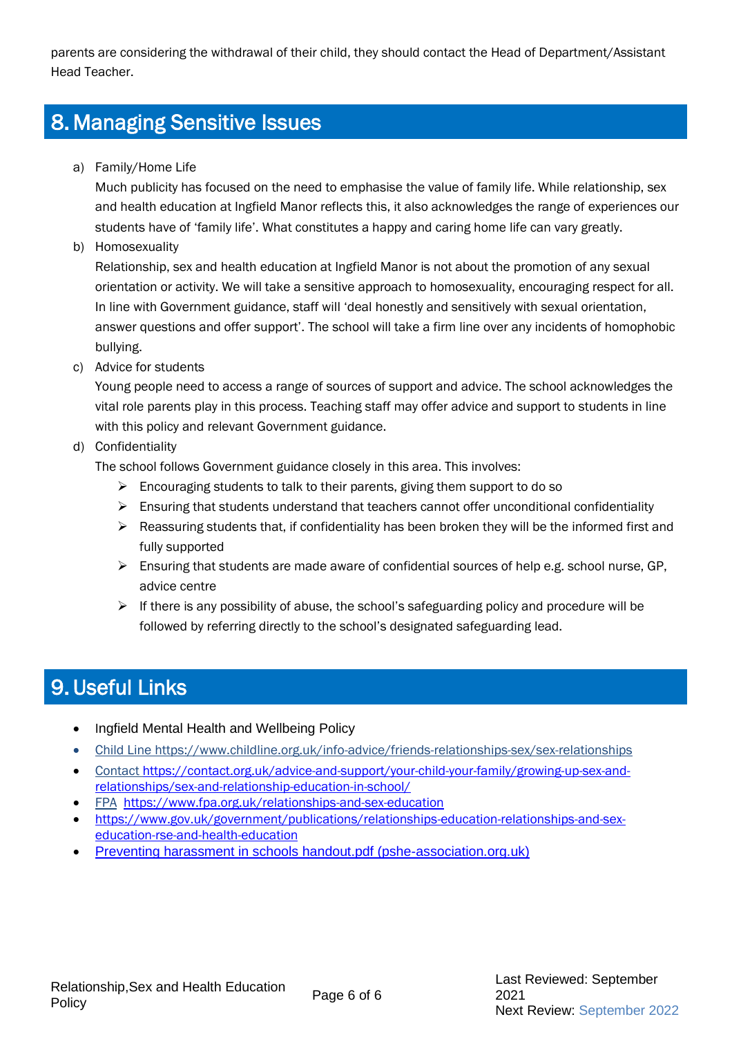parents are considering the withdrawal of their child, they should contact the Head of Department/Assistant Head Teacher.

## 8. Managing Sensitive Issues

a) Family/Home Life
Much publicity has focused on the need to emphasise the value of family life. While relationship, sex and health education at Ingfield Manor reflects this, it also acknowledges the range of experiences our students have of 'family life'. What constitutes a happy and caring home life can vary greatly.

b) Homosexuality
Relationship, sex and health education at Ingfield Manor is not about the promotion of any sexual orientation or activity. We will take a sensitive approach to homosexuality, encouraging respect for all. In line with Government guidance, staff will 'deal honestly and sensitively with sexual orientation, answer questions and offer support'. The school will take a firm line over any incidents of homophobic bullying.

c) Advice for students
Young people need to access a range of sources of support and advice. The school acknowledges the vital role parents play in this process. Teaching staff may offer advice and support to students in line with this policy and relevant Government guidance.

d) Confidentiality
The school follows Government guidance closely in this area. This involves:

- Encouraging students to talk to their parents, giving them support to do so
- Ensuring that students understand that teachers cannot offer unconditional confidentiality
- Reassuring students that, if confidentiality has been broken they will be the informed first and fully supported
- Ensuring that students are made aware of confidential sources of help e.g. school nurse, GP, advice centre
- If there is any possibility of abuse, the school's safeguarding policy and procedure will be followed by referring directly to the school's designated safeguarding lead.

## 9. Useful Links

- Ingfield Mental Health and Wellbeing Policy
- Child Line https://www.childline.org.uk/info-advice/friends-relationships-sex/sex-relationships
- Contact https://contact.org.uk/advice-and-support/your-child-your-family/growing-up-sex-and-relationships/sex-and-relationship-education-in-school/
- FPA https://www.fpa.org.uk/relationships-and-sex-education
- https://www.gov.uk/government/publications/relationships-education-relationships-and-sex-education-rse-and-health-education
- Preventing harassment in schools handout.pdf (pshe-association.org.uk)